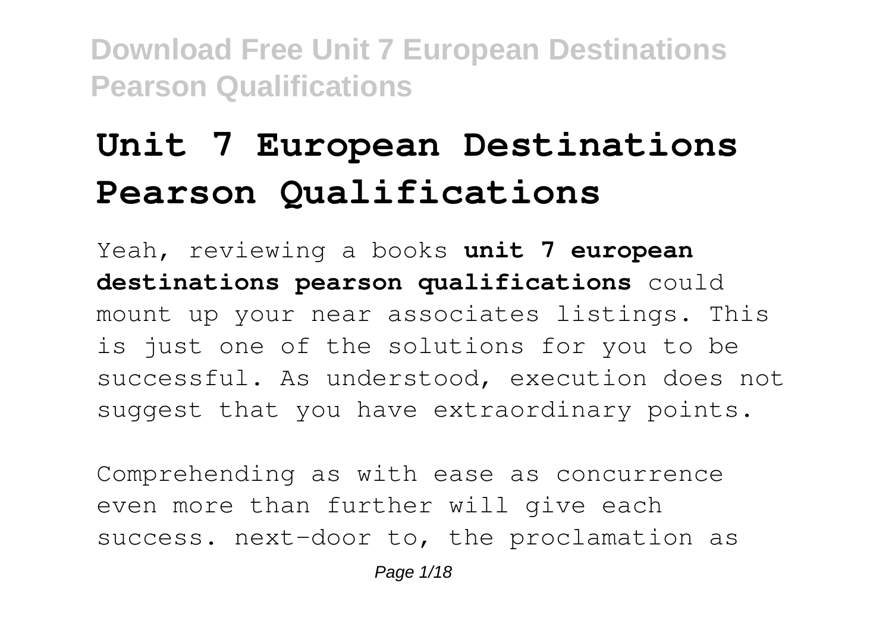# Unit 7 European Destinations Pearson Qualifications

Yeah, reviewing a books **unit 7 european destinations pearson qualifications** could mount up your near associates listings. This is just one of the solutions for you to be successful. As understood, execution does not suggest that you have extraordinary points.

Comprehending as with ease as concurrence even more than further will give each success. next-door to, the proclamation as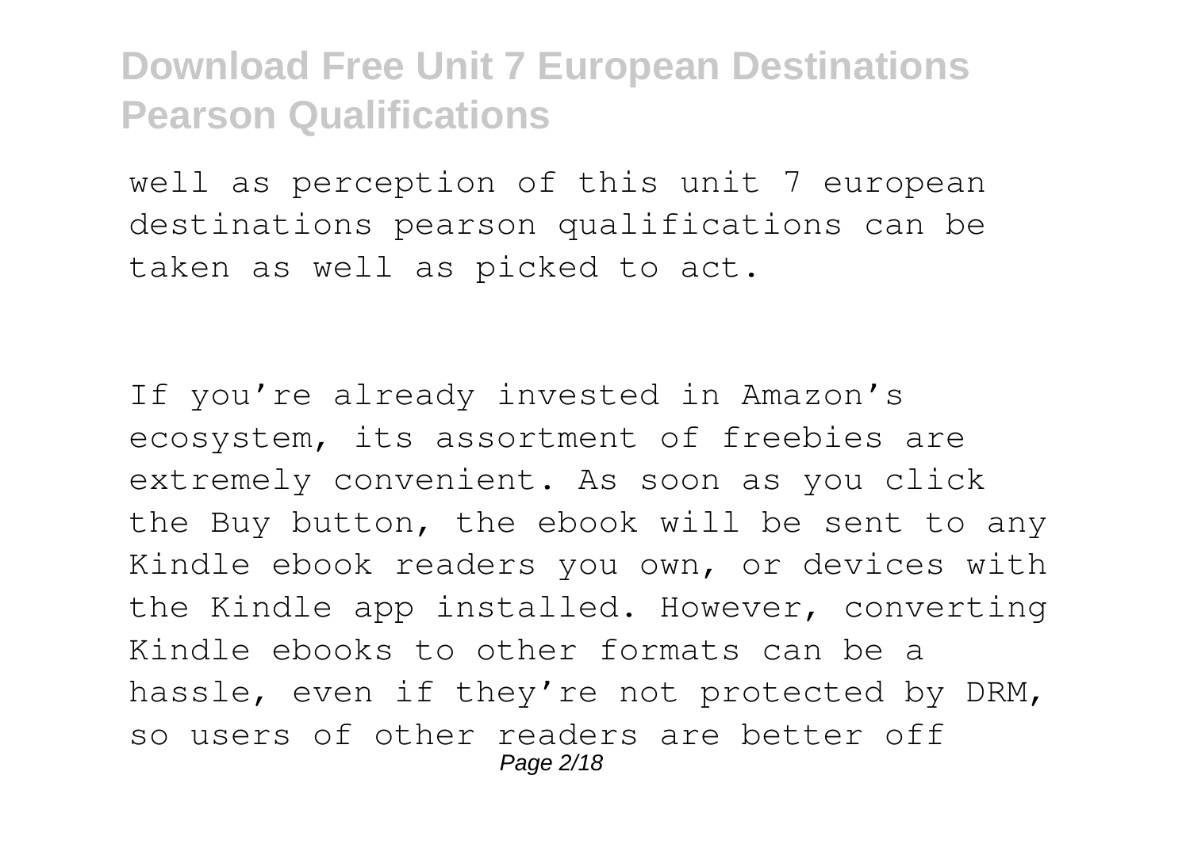well as perception of this unit 7 european destinations pearson qualifications can be taken as well as picked to act.

If you're already invested in Amazon's ecosystem, its assortment of freebies are extremely convenient. As soon as you click the Buy button, the ebook will be sent to any Kindle ebook readers you own, or devices with the Kindle app installed. However, converting Kindle ebooks to other formats can be a hassle, even if they're not protected by DRM, so users of other readers are better off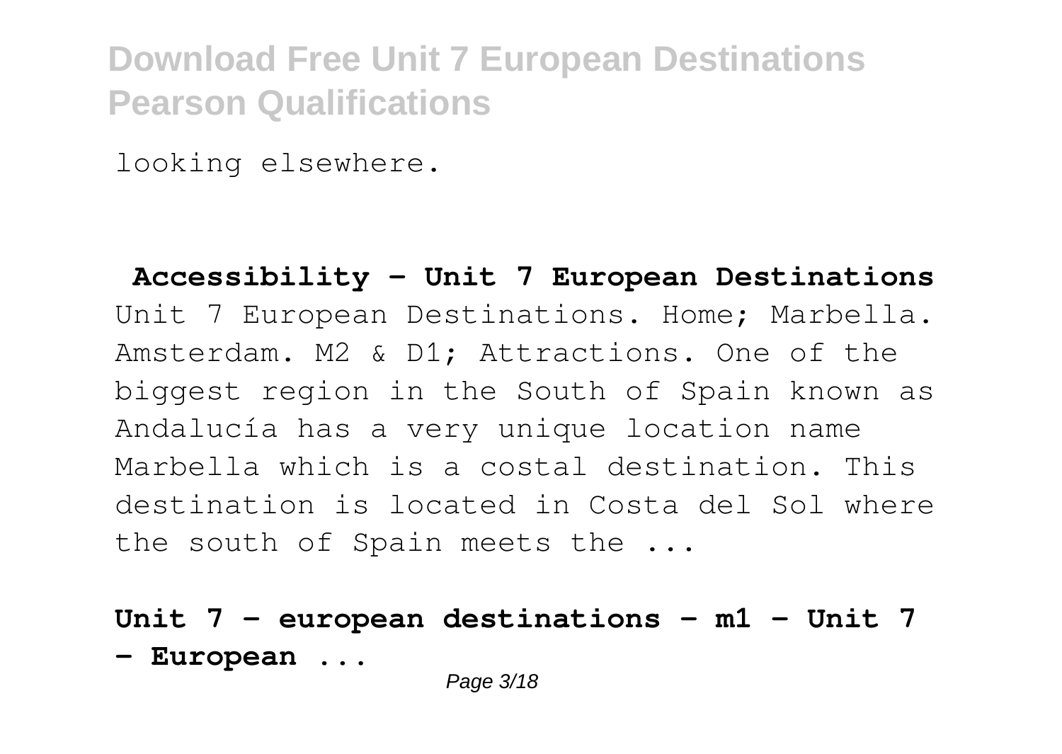looking elsewhere.

**Accessibility - Unit 7 European Destinations**

Unit 7 European Destinations. Home; Marbella. Amsterdam. M2 & D1; Attractions. One of the biggest region in the South of Spain known as Andalucía has a very unique location name Marbella which is a costal destination. This destination is located in Costa del Sol where the south of Spain meets the ...

**Unit 7 - european destinations - m1 - Unit 7 - European ...**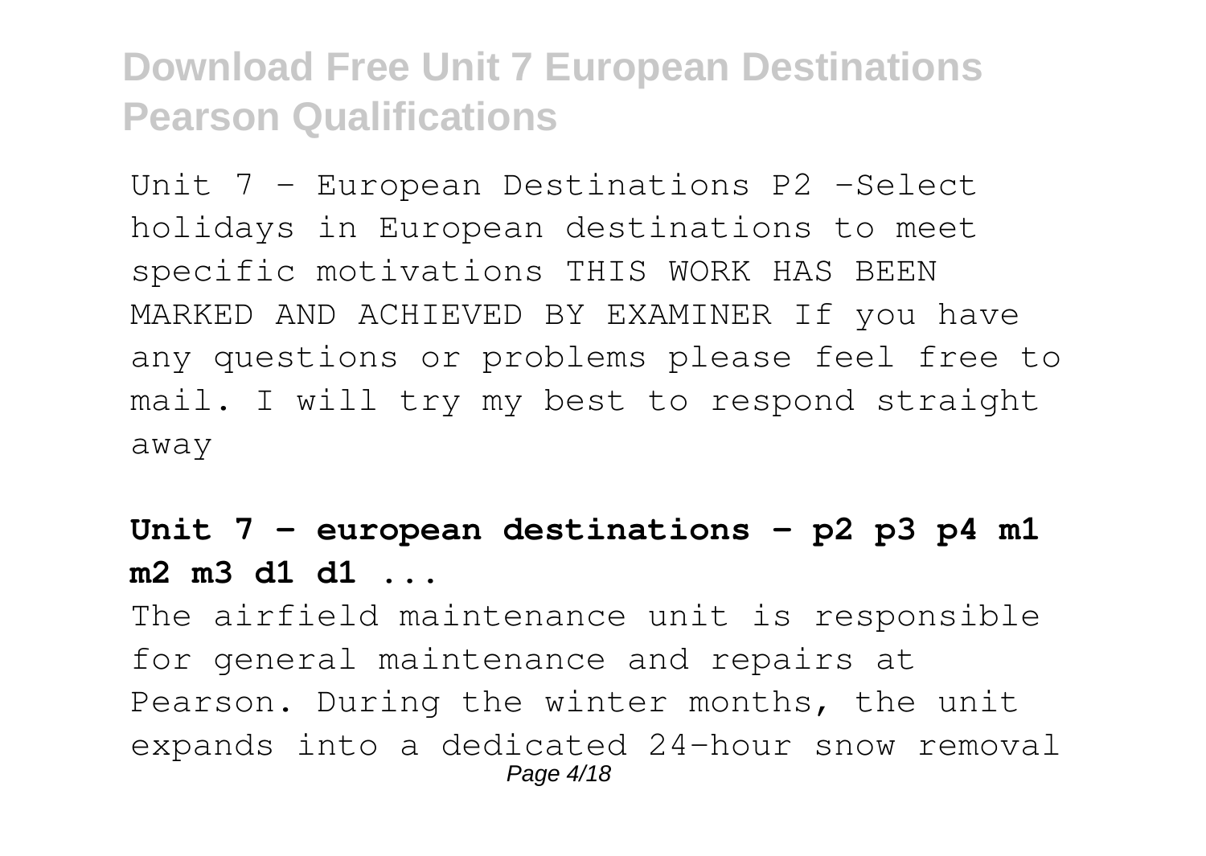Unit 7 - European Destinations P2 -Select holidays in European destinations to meet specific motivations THIS WORK HAS BEEN MARKED AND ACHIEVED BY EXAMINER If you have any questions or problems please feel free to mail. I will try my best to respond straight away

**Unit 7 - european destinations - p2 p3 p4 m1 m2 m3 d1 d1 ...**

The airfield maintenance unit is responsible for general maintenance and repairs at Pearson. During the winter months, the unit expands into a dedicated 24-hour snow removal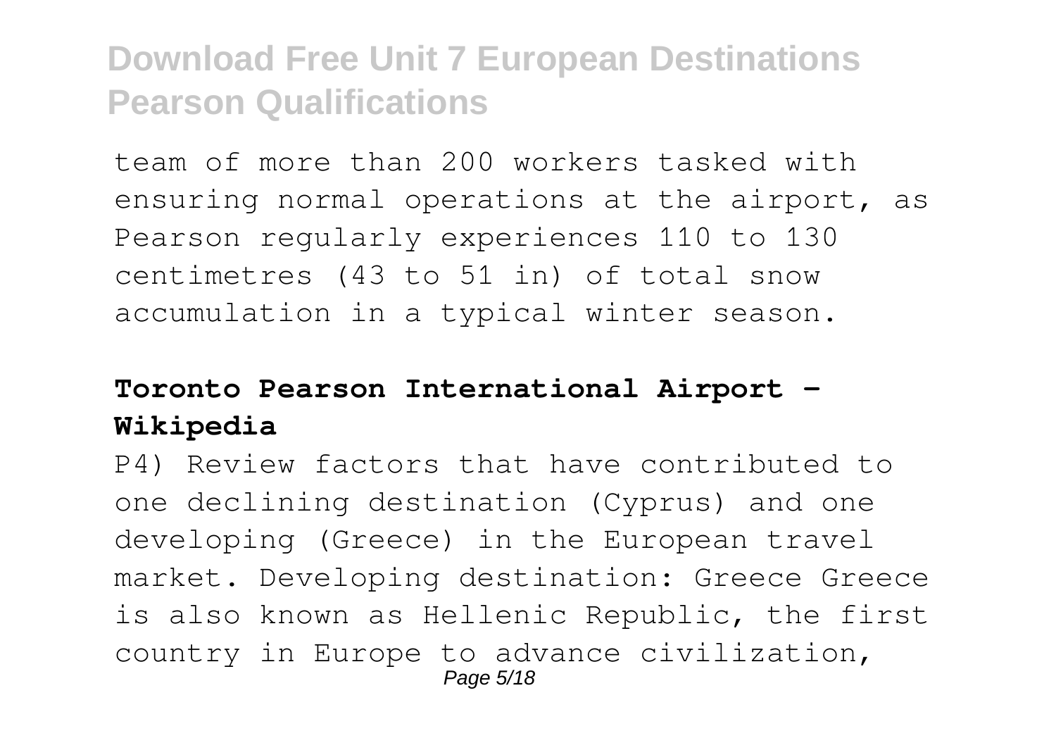team of more than 200 workers tasked with ensuring normal operations at the airport, as Pearson regularly experiences 110 to 130 centimetres (43 to 51 in) of total snow accumulation in a typical winter season.

**Toronto Pearson International Airport - Wikipedia**

P4) Review factors that have contributed to one declining destination (Cyprus) and one developing (Greece) in the European travel market. Developing destination: Greece Greece is also known as Hellenic Republic, the first country in Europe to advance civilization,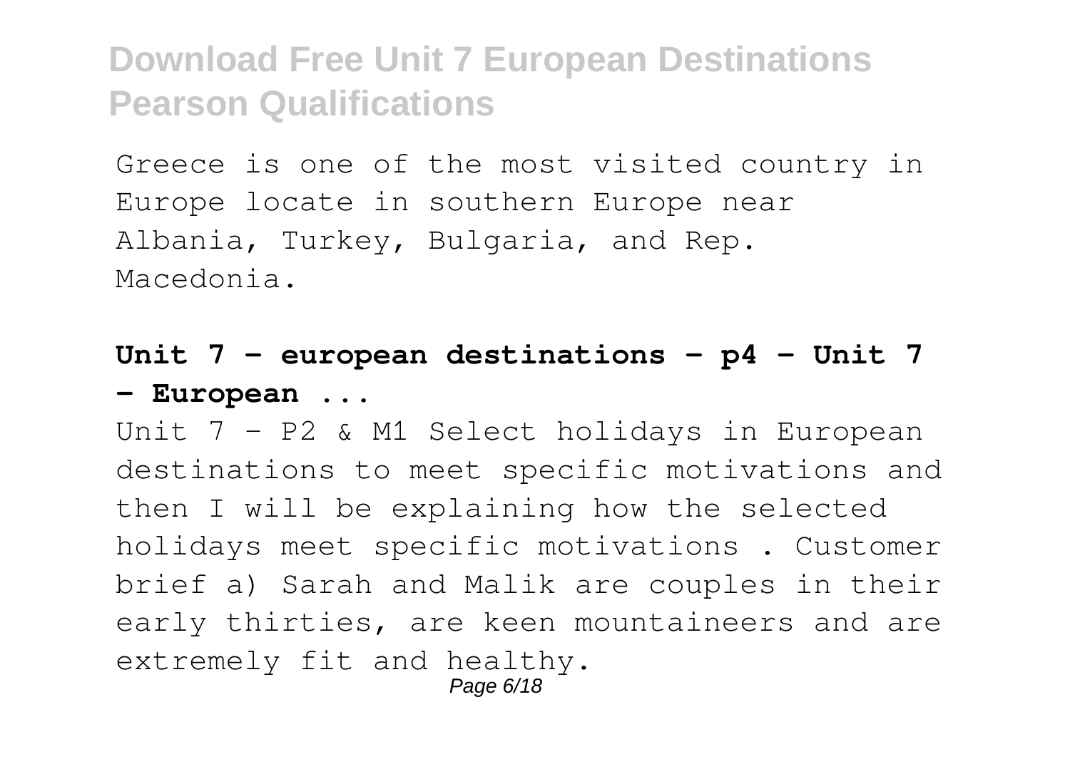Greece is one of the most visited country in Europe locate in southern Europe near Albania, Turkey, Bulgaria, and Rep. Macedonia.

**Unit 7 - european destinations - p4 - Unit 7 - European ...**

Unit 7 – P2 & M1 Select holidays in European destinations to meet specific motivations and then I will be explaining how the selected holidays meet specific motivations . Customer brief a) Sarah and Malik are couples in their early thirties, are keen mountaineers and are extremely fit and healthy.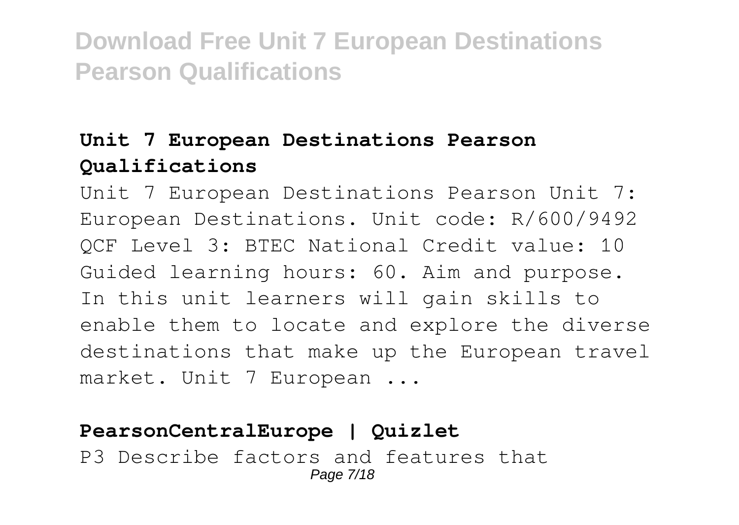## Unit 7 European Destinations Pearson Qualifications

Unit 7 European Destinations Pearson Unit 7: European Destinations. Unit code: R/600/9492 QCF Level 3: BTEC National Credit value: 10 Guided learning hours: 60. Aim and purpose. In this unit learners will gain skills to enable them to locate and explore the diverse destinations that make up the European travel market. Unit 7 European ...

## PearsonCentralEurope | Quizlet

P3 Describe factors and features that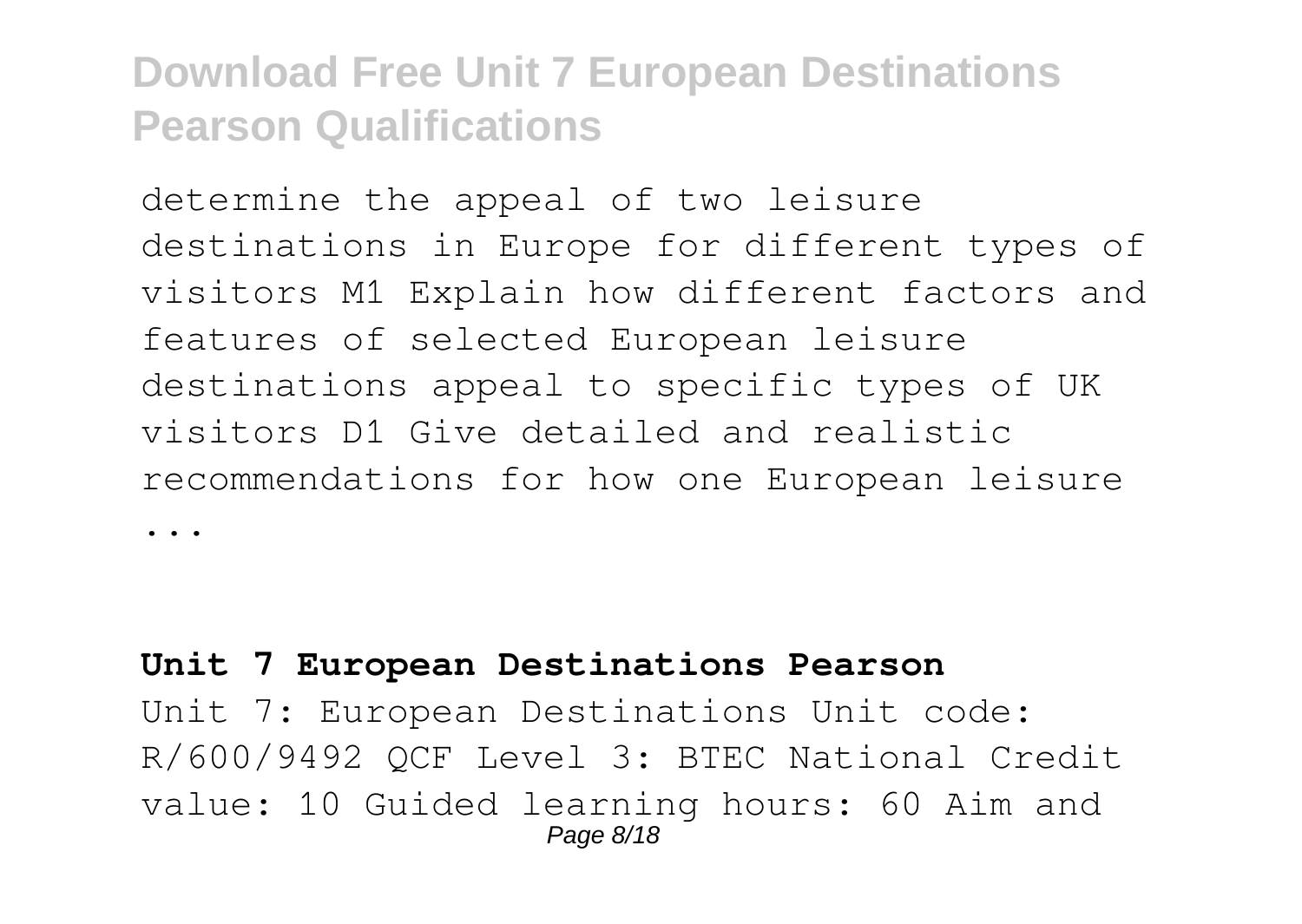determine the appeal of two leisure destinations in Europe for different types of visitors M1 Explain how different factors and features of selected European leisure destinations appeal to specific types of UK visitors D1 Give detailed and realistic recommendations for how one European leisure ...

**Unit 7 European Destinations Pearson**

Unit 7: European Destinations Unit code: R/600/9492 QCF Level 3: BTEC National Credit value: 10 Guided learning hours: 60 Aim and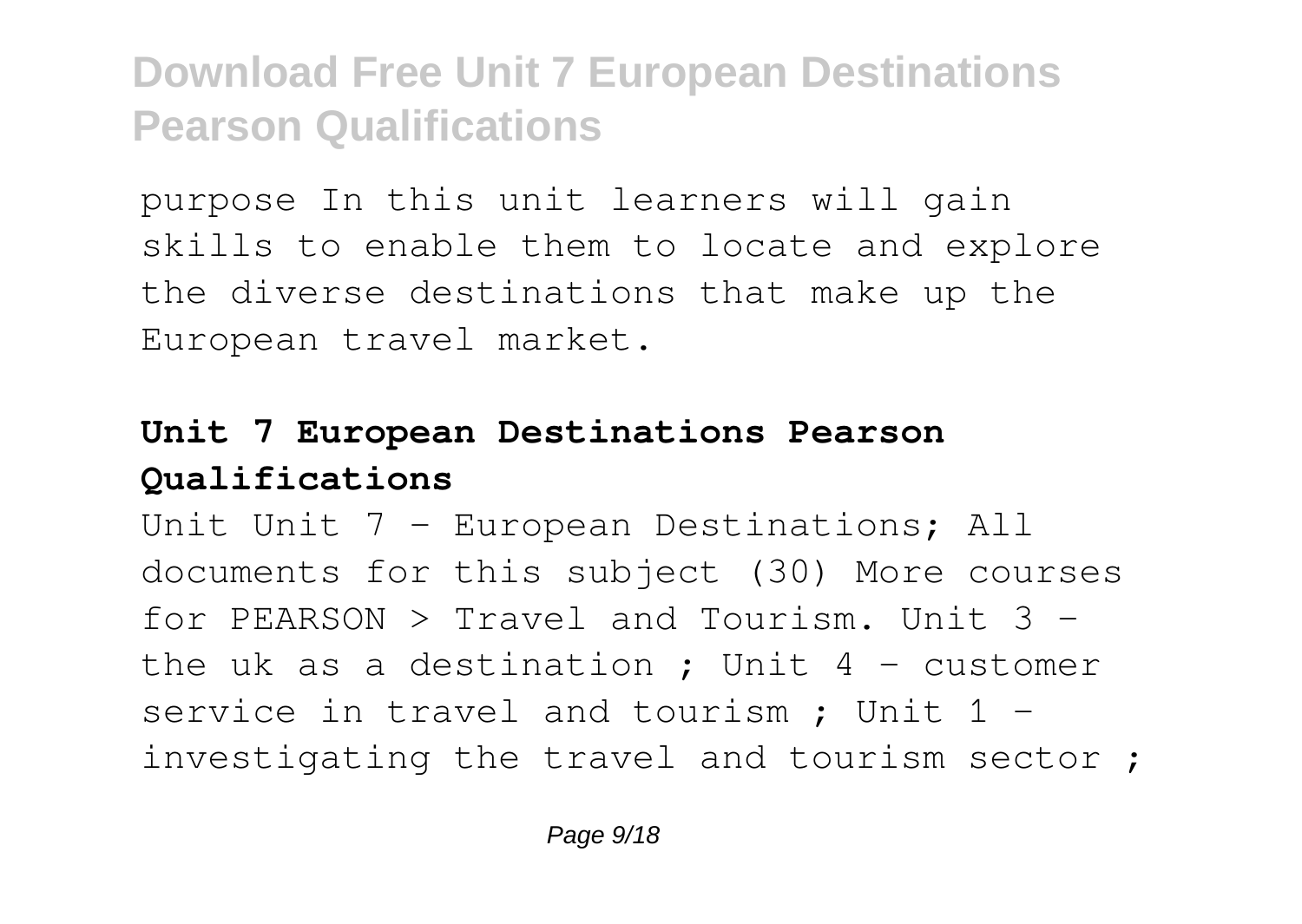purpose In this unit learners will gain skills to enable them to locate and explore the diverse destinations that make up the European travel market.

## Unit 7 European Destinations Pearson Qualifications

Unit Unit 7 - European Destinations; All documents for this subject (30) More courses for PEARSON > Travel and Tourism. Unit 3 - the uk as a destination ; Unit 4 - customer service in travel and tourism ; Unit 1 - investigating the travel and tourism sector ;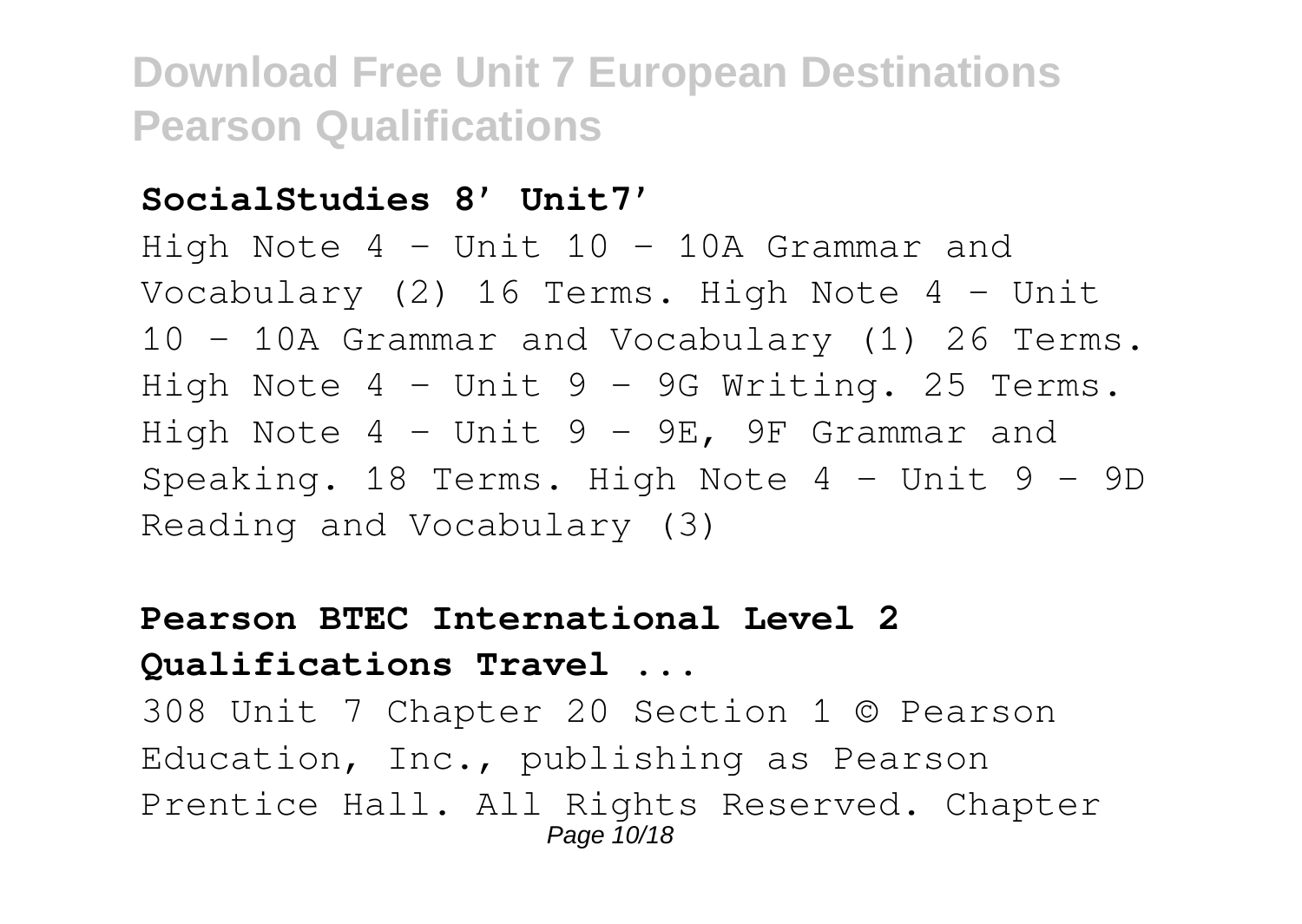**SocialStudies 8' Unit7'**

High Note 4 - Unit 10 - 10A Grammar and Vocabulary (2) 16 Terms. High Note 4 - Unit 10 - 10A Grammar and Vocabulary (1) 26 Terms. High Note 4 - Unit 9 - 9G Writing. 25 Terms. High Note 4 - Unit 9 - 9E, 9F Grammar and Speaking. 18 Terms. High Note 4 - Unit 9 - 9D Reading and Vocabulary (3)

**Pearson BTEC International Level 2 Qualifications Travel ...**

308 Unit 7 Chapter 20 Section 1 © Pearson Education, Inc., publishing as Pearson Prentice Hall. All Rights Reserved. Chapter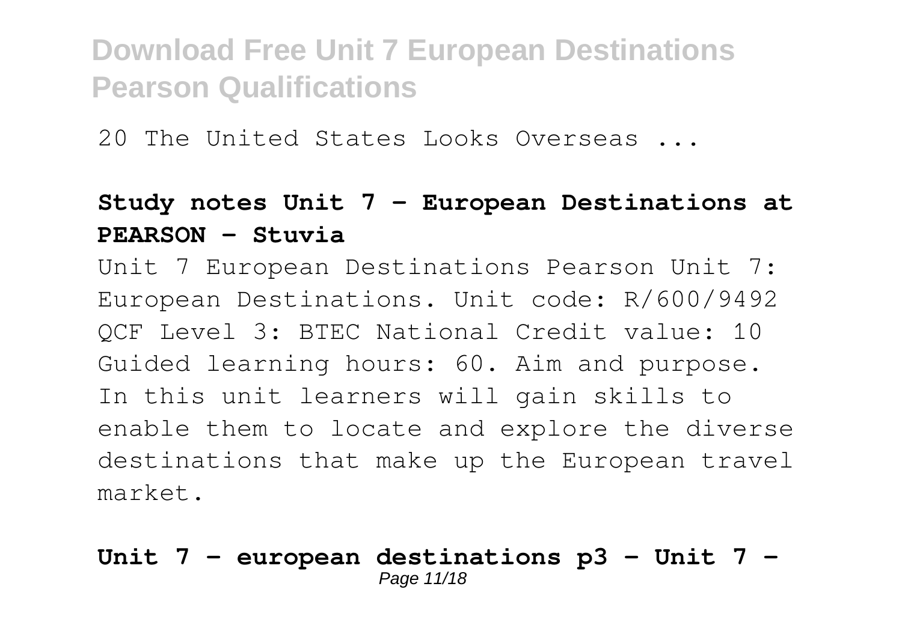20 The United States Looks Overseas ...

**Study notes Unit 7 - European Destinations at PEARSON - Stuvia**

Unit 7 European Destinations Pearson Unit 7: European Destinations. Unit code: R/600/9492 QCF Level 3: BTEC National Credit value: 10 Guided learning hours: 60. Aim and purpose. In this unit learners will gain skills to enable them to locate and explore the diverse destinations that make up the European travel market.

**Unit 7 - european destinations p3 - Unit 7 -**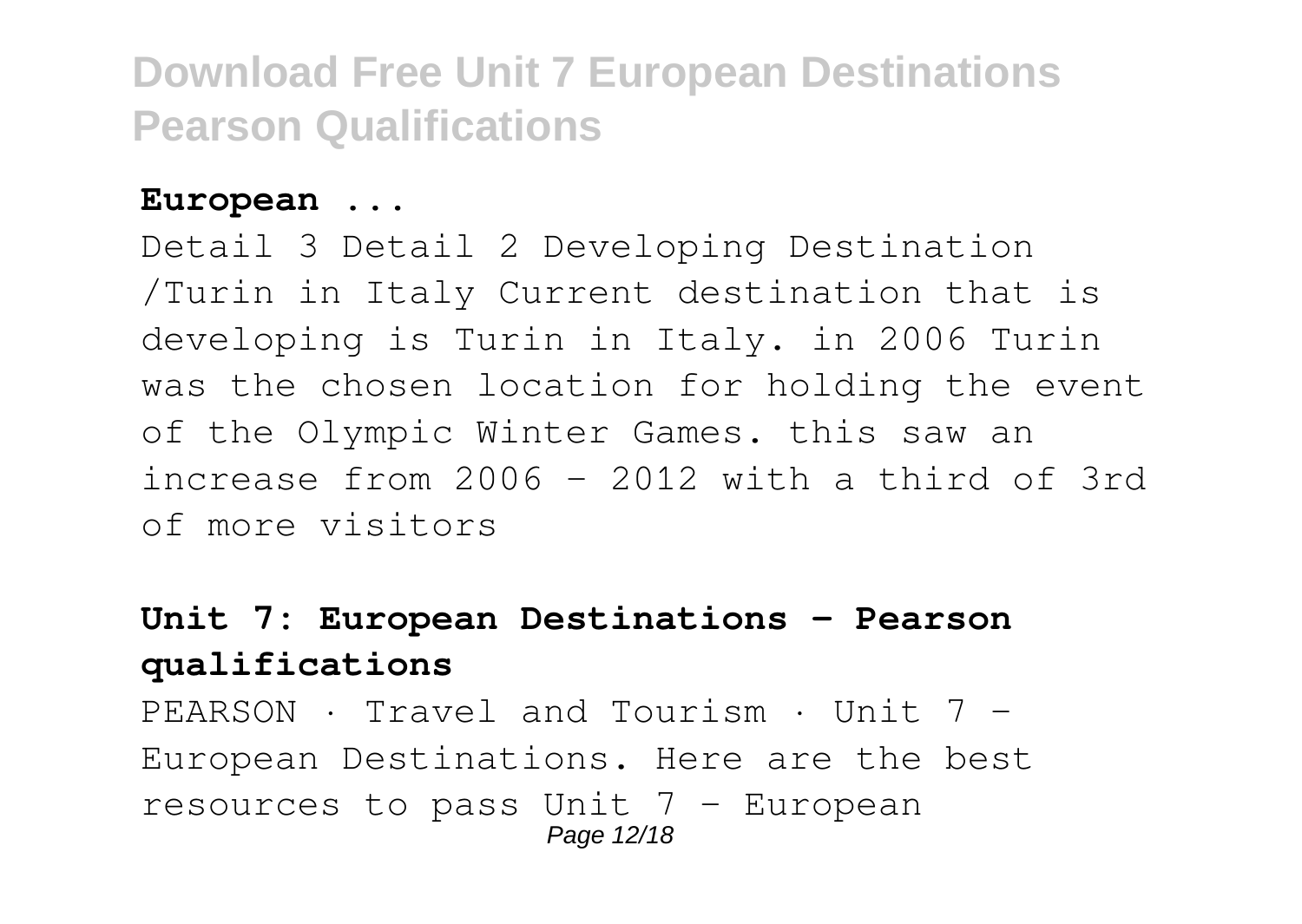**European ...**

Detail 3 Detail 2 Developing Destination /Turin in Italy Current destination that is developing is Turin in Italy. in 2006 Turin was the chosen location for holding the event of the Olympic Winter Games. this saw an increase from 2006 - 2012 with a third of 3rd of more visitors

**Unit 7: European Destinations - Pearson qualifications**

PEARSON · Travel and Tourism · Unit 7 - European Destinations. Here are the best resources to pass Unit 7 - European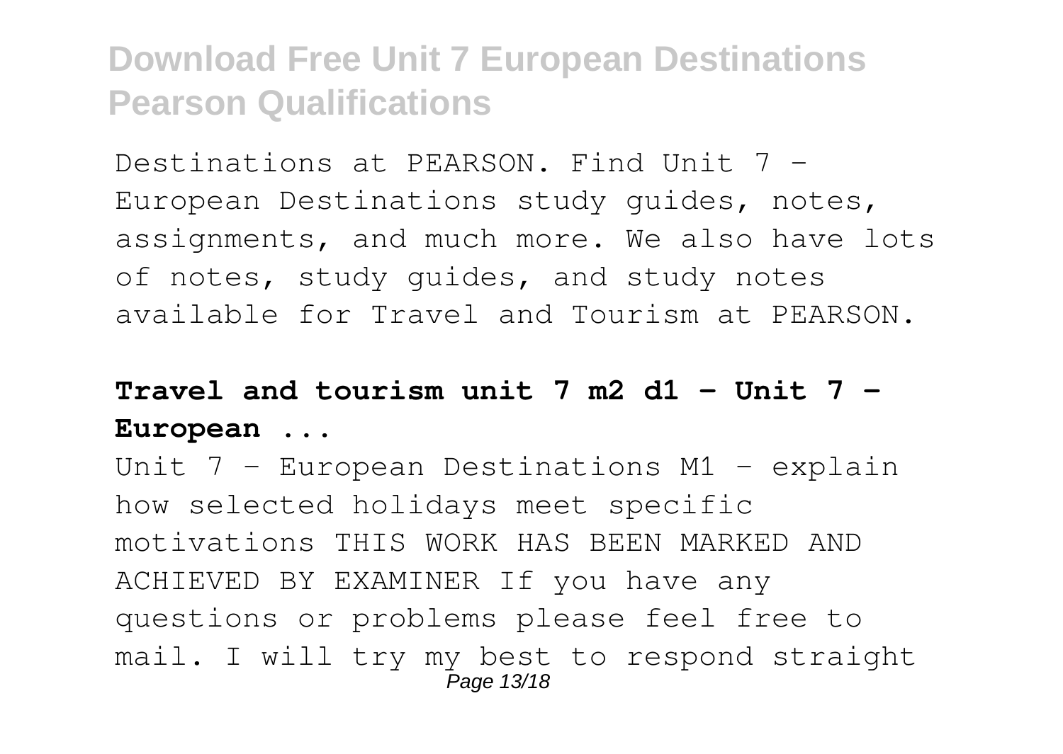Destinations at PEARSON. Find Unit 7 - European Destinations study guides, notes, assignments, and much more. We also have lots of notes, study guides, and study notes available for Travel and Tourism at PEARSON.

## Travel and tourism unit 7 m2 d1 - Unit 7 - European ...

Unit 7 - European Destinations M1 - explain how selected holidays meet specific motivations THIS WORK HAS BEEN MARKED AND ACHIEVED BY EXAMINER If you have any questions or problems please feel free to mail. I will try my best to respond straight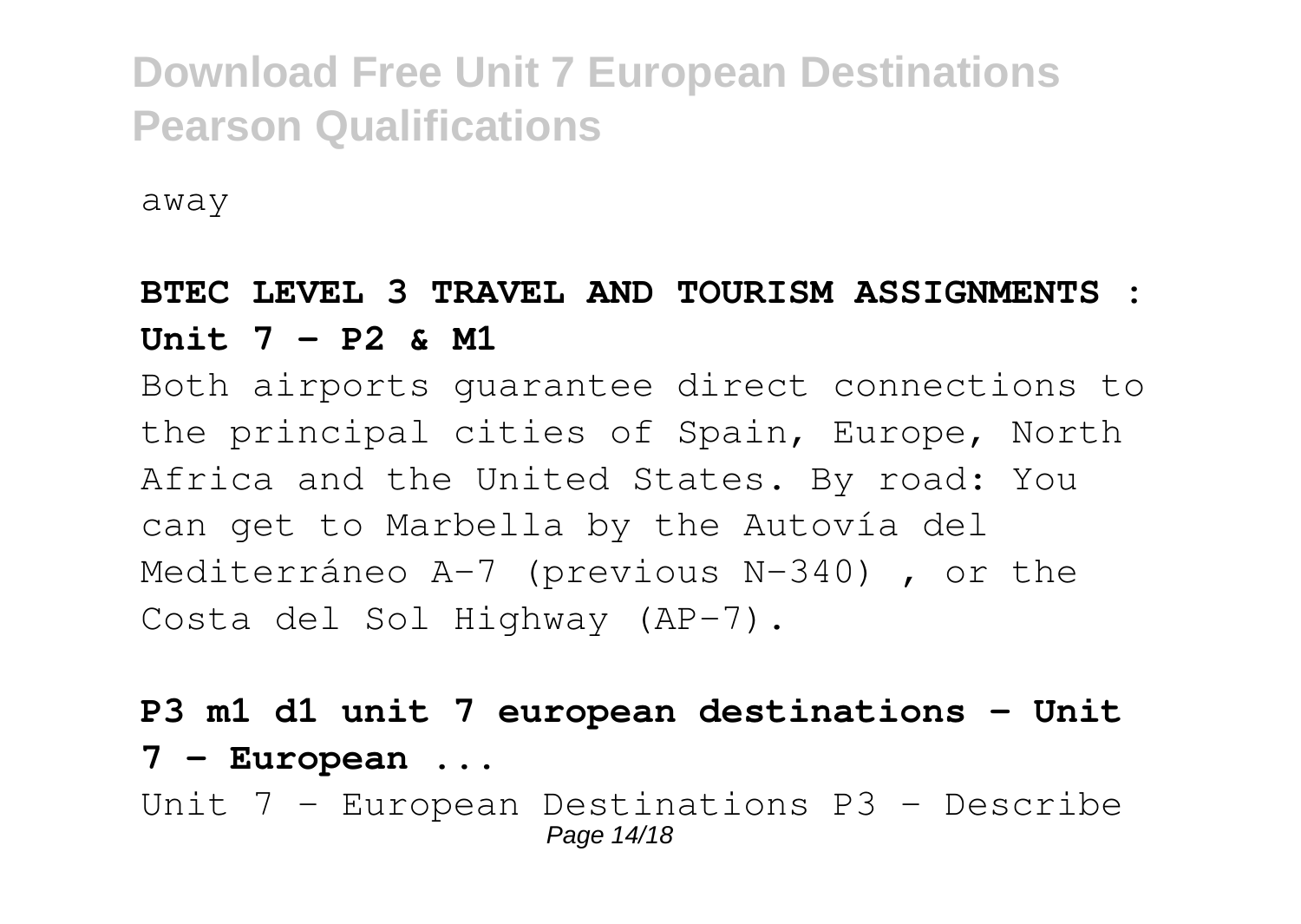away

**BTEC LEVEL 3 TRAVEL AND TOURISM ASSIGNMENTS : Unit 7 - P2 & M1**

Both airports guarantee direct connections to the principal cities of Spain, Europe, North Africa and the United States. By road: You can get to Marbella by the Autovía del Mediterráneo A-7 (previous N-340) , or the Costa del Sol Highway (AP-7).

**P3 m1 d1 unit 7 european destinations - Unit 7 - European ...**

Unit 7 - European Destinations P3 - Describe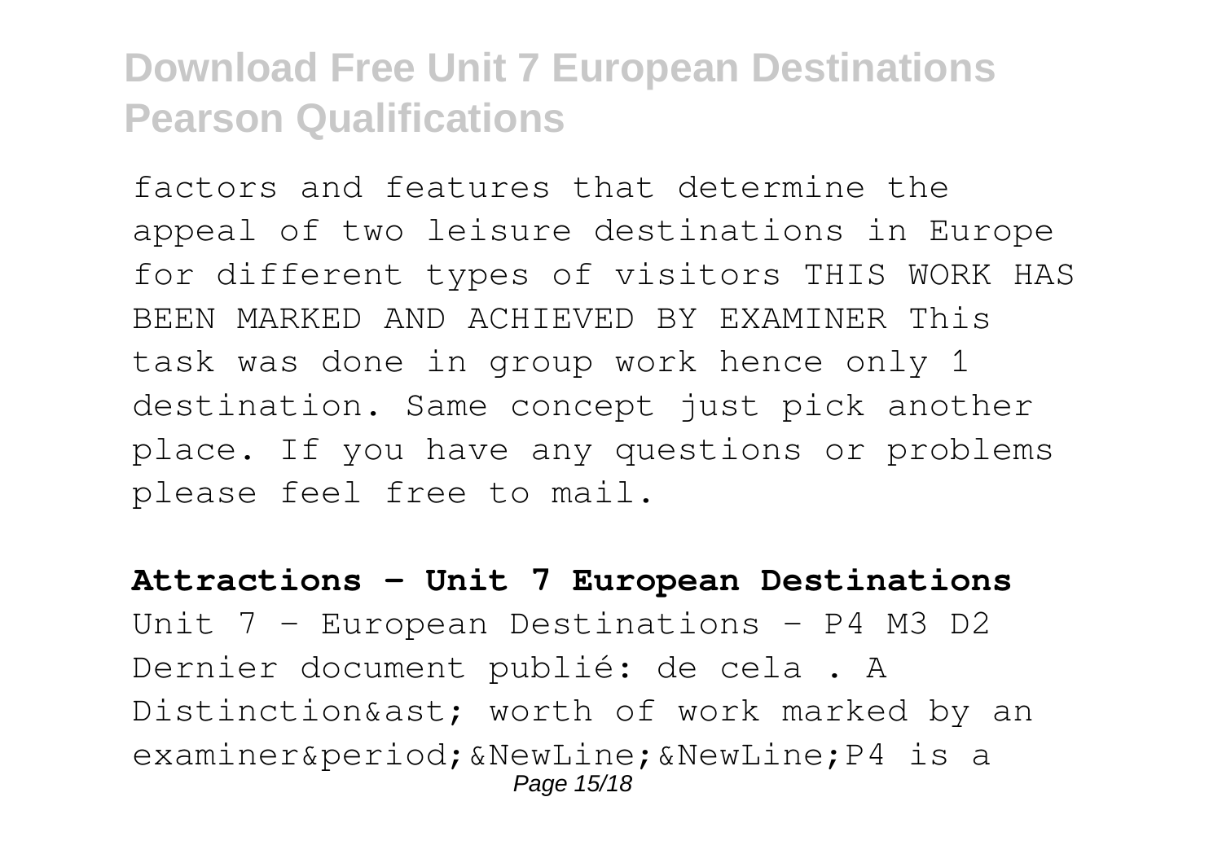factors and features that determine the appeal of two leisure destinations in Europe for different types of visitors THIS WORK HAS BEEN MARKED AND ACHIEVED BY EXAMINER This task was done in group work hence only 1 destination. Same concept just pick another place. If you have any questions or problems please feel free to mail.

**Attractions - Unit 7 European Destinations**

Unit 7 - European Destinations - P4 M3 D2 Dernier document publié: de cela . A Distinction&ast; worth of work marked by an examiner&period;&NewLine;&NewLine;P4 is a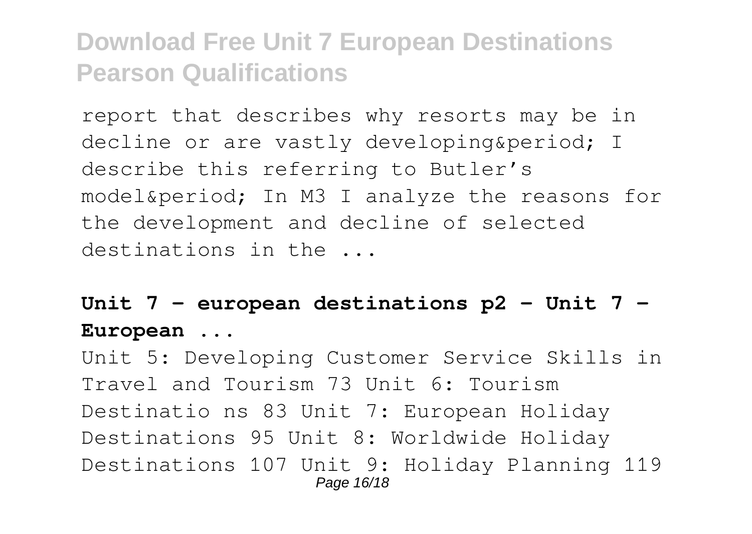report that describes why resorts may be in decline or are vastly developing&period; I describe this referring to Butler’s model&period; In M3 I analyze the reasons for the development and decline of selected destinations in the ...

**Unit 7 - european destinations p2 - Unit 7 - European ...**

Unit 5: Developing Customer Service Skills in Travel and Tourism 73 Unit 6: Tourism Destinatio ns 83 Unit 7: European Holiday Destinations 95 Unit 8: Worldwide Holiday Destinations 107 Unit 9: Holiday Planning 119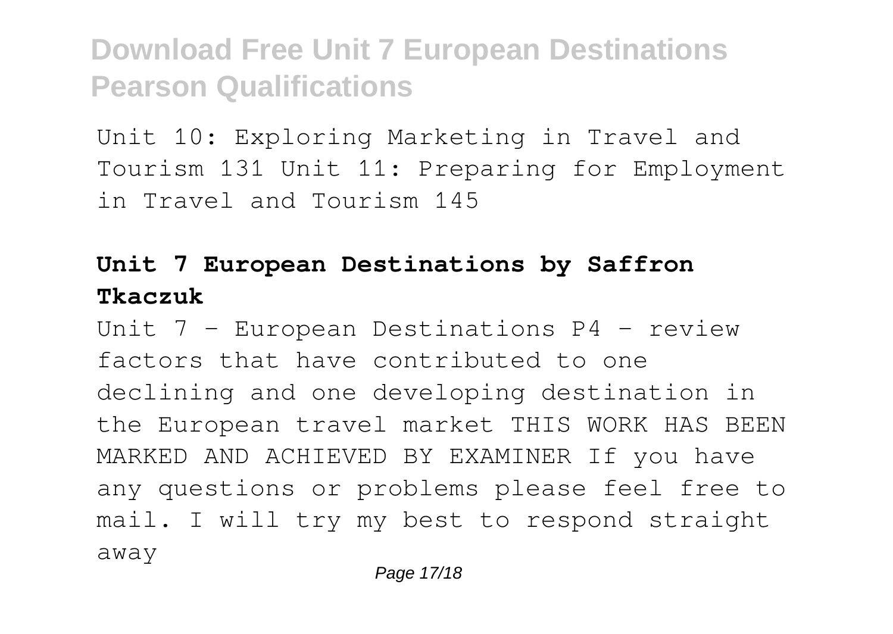Unit 10: Exploring Marketing in Travel and Tourism 131 Unit 11: Preparing for Employment in Travel and Tourism 145

## Unit 7 European Destinations by Saffron Tkaczuk

Unit 7 - European Destinations P4 - review factors that have contributed to one declining and one developing destination in the European travel market THIS WORK HAS BEEN MARKED AND ACHIEVED BY EXAMINER If you have any questions or problems please feel free to mail. I will try my best to respond straight away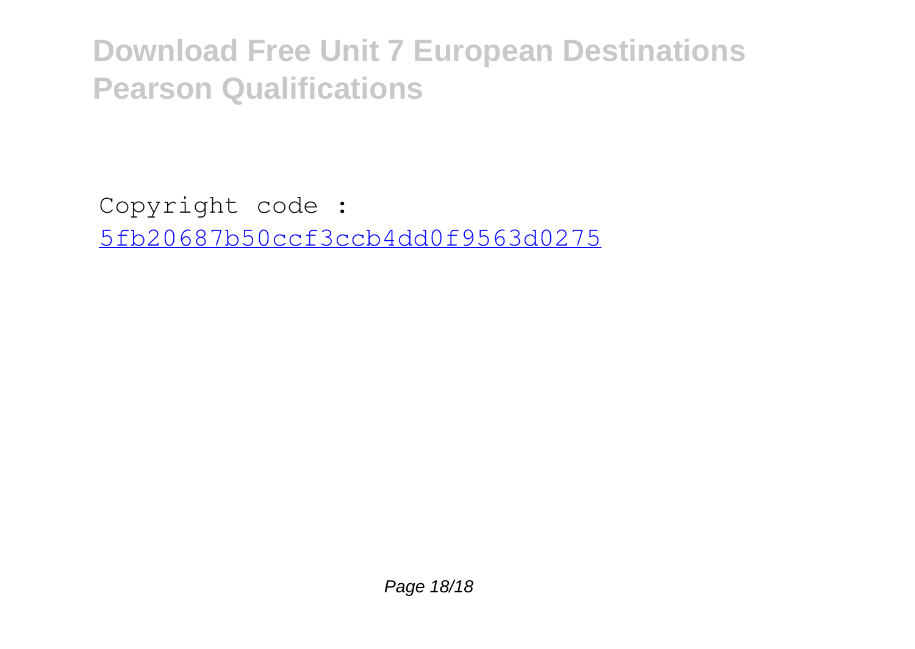Copyright code : 5fb20687b50ccf3ccb4dd0f9563d0275